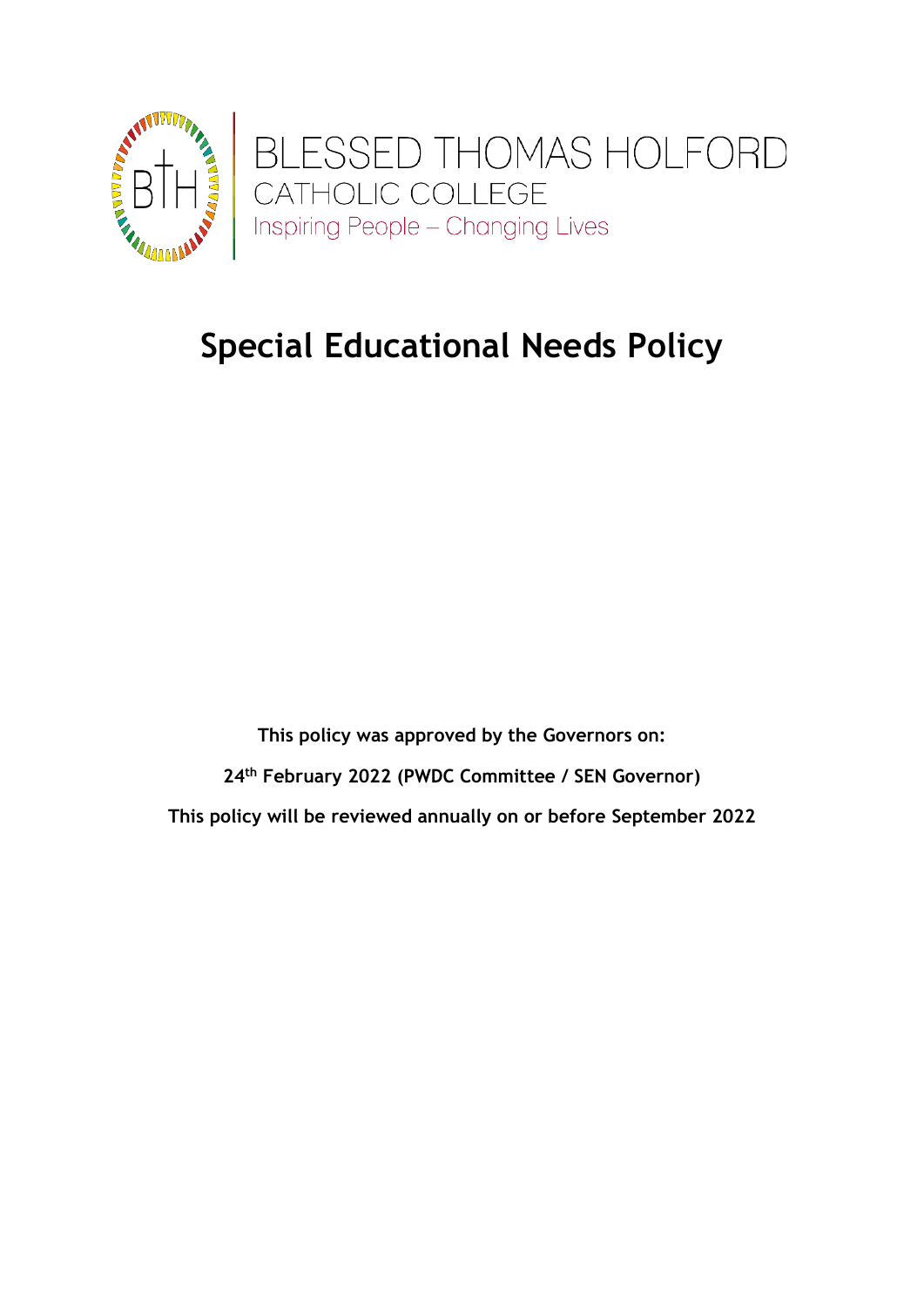BLESSED THOMAS HOLFORD
CATHOLIC COLLEGE
Inspiring People – Changing Lives

# Special Educational Needs Policy

**This policy was approved by the Governors on:**

**24th February 2022 (PWDC Committee / SEN Governor)**

**This policy will be reviewed annually on or before September 2022**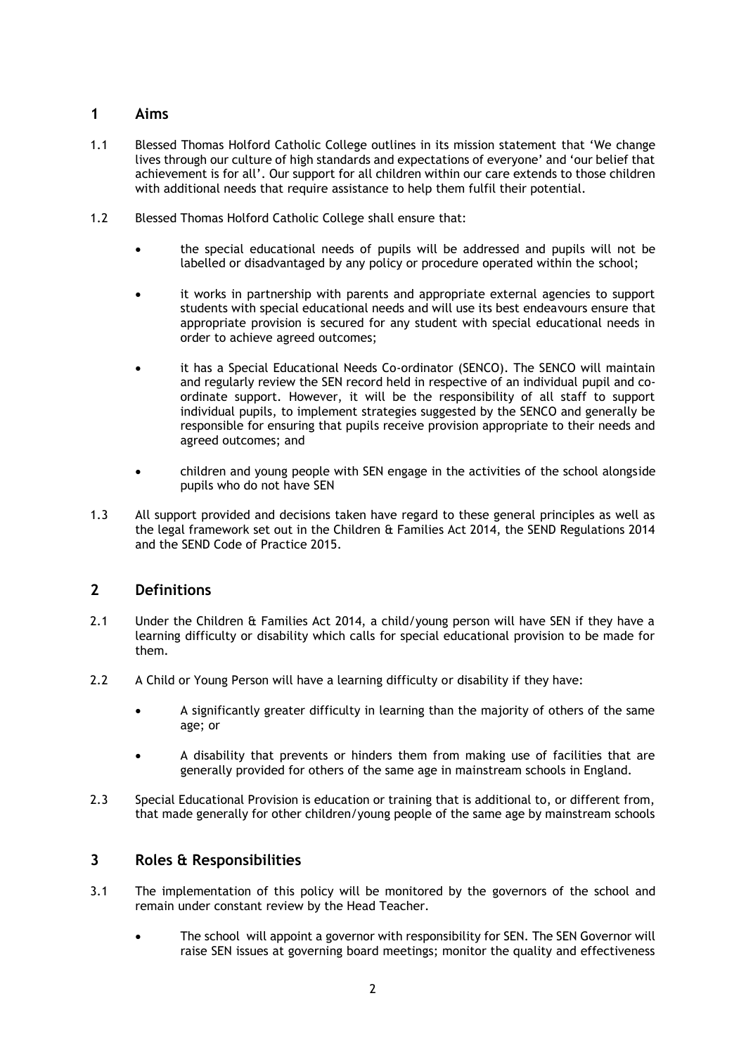## 1 Aims

1.1 Blessed Thomas Holford Catholic College outlines in its mission statement that 'We change lives through our culture of high standards and expectations of everyone' and 'our belief that achievement is for all'. Our support for all children within our care extends to those children with additional needs that require assistance to help them fulfil their potential.

1.2 Blessed Thomas Holford Catholic College shall ensure that:

- the special educational needs of pupils will be addressed and pupils will not be labelled or disadvantaged by any policy or procedure operated within the school;
- it works in partnership with parents and appropriate external agencies to support students with special educational needs and will use its best endeavours ensure that appropriate provision is secured for any student with special educational needs in order to achieve agreed outcomes;
- it has a Special Educational Needs Co-ordinator (SENCO). The SENCO will maintain and regularly review the SEN record held in respective of an individual pupil and co-ordinate support. However, it will be the responsibility of all staff to support individual pupils, to implement strategies suggested by the SENCO and generally be responsible for ensuring that pupils receive provision appropriate to their needs and agreed outcomes; and
- children and young people with SEN engage in the activities of the school alongside pupils who do not have SEN

1.3 All support provided and decisions taken have regard to these general principles as well as the legal framework set out in the Children & Families Act 2014, the SEND Regulations 2014 and the SEND Code of Practice 2015.

## 2 Definitions

2.1 Under the Children & Families Act 2014, a child/young person will have SEN if they have a learning difficulty or disability which calls for special educational provision to be made for them.

2.2 A Child or Young Person will have a learning difficulty or disability if they have:

- A significantly greater difficulty in learning than the majority of others of the same age; or
- A disability that prevents or hinders them from making use of facilities that are generally provided for others of the same age in mainstream schools in England.

2.3 Special Educational Provision is education or training that is additional to, or different from, that made generally for other children/young people of the same age by mainstream schools

## 3 Roles & Responsibilities

3.1 The implementation of this policy will be monitored by the governors of the school and remain under constant review by the Head Teacher.

- The school will appoint a governor with responsibility for SEN. The SEN Governor will raise SEN issues at governing board meetings; monitor the quality and effectiveness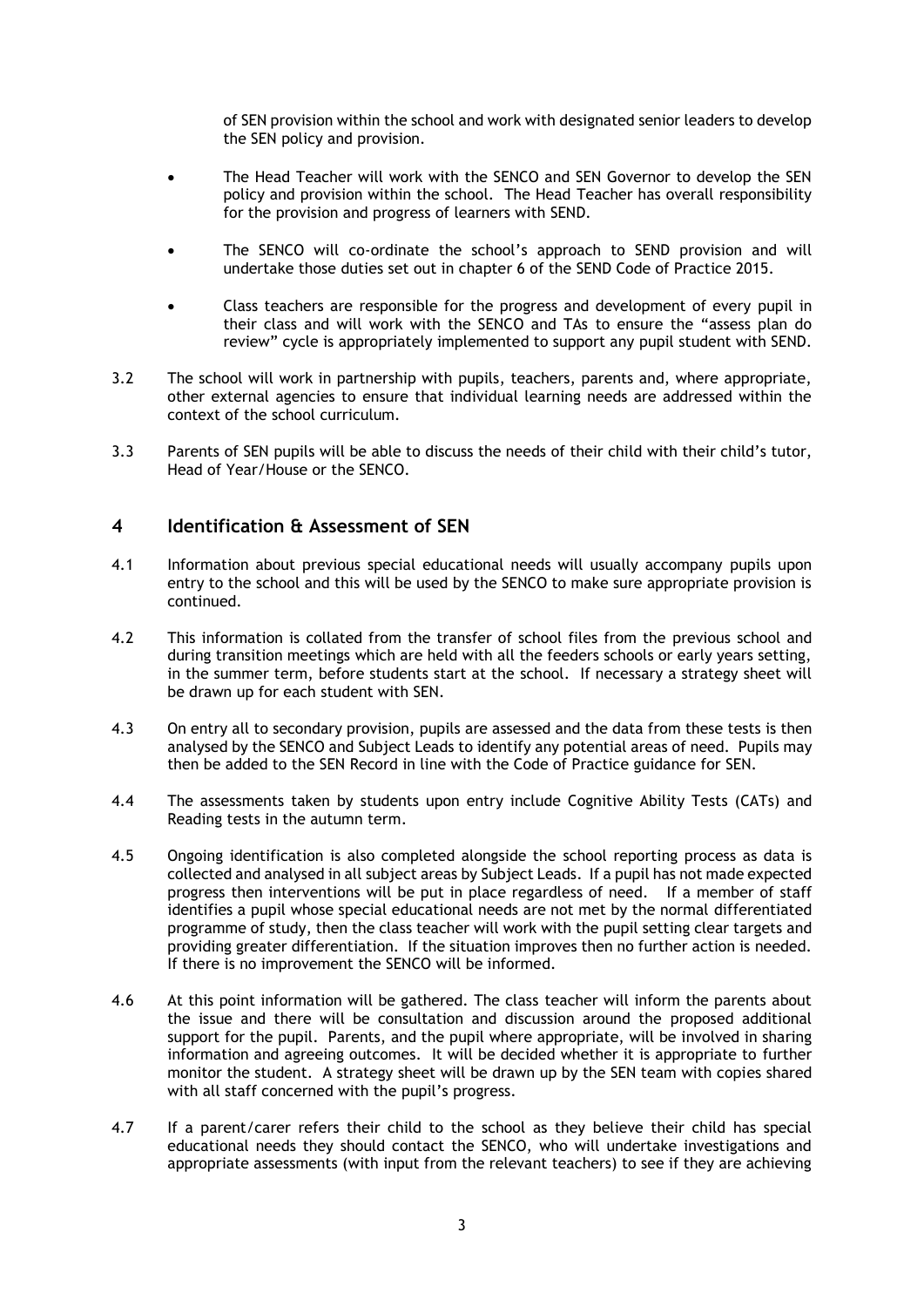of SEN provision within the school and work with designated senior leaders to develop the SEN policy and provision.

- The Head Teacher will work with the SENCO and SEN Governor to develop the SEN policy and provision within the school. The Head Teacher has overall responsibility for the provision and progress of learners with SEND.

- The SENCO will co-ordinate the school's approach to SEND provision and will undertake those duties set out in chapter 6 of the SEND Code of Practice 2015.

- Class teachers are responsible for the progress and development of every pupil in their class and will work with the SENCO and TAs to ensure the "assess plan do review" cycle is appropriately implemented to support any pupil student with SEND.

3.2 The school will work in partnership with pupils, teachers, parents and, where appropriate, other external agencies to ensure that individual learning needs are addressed within the context of the school curriculum.

3.3 Parents of SEN pupils will be able to discuss the needs of their child with their child's tutor, Head of Year/House or the SENCO.

## 4 Identification & Assessment of SEN

4.1 Information about previous special educational needs will usually accompany pupils upon entry to the school and this will be used by the SENCO to make sure appropriate provision is continued.

4.2 This information is collated from the transfer of school files from the previous school and during transition meetings which are held with all the feeders schools or early years setting, in the summer term, before students start at the school. If necessary a strategy sheet will be drawn up for each student with SEN.

4.3 On entry all to secondary provision, pupils are assessed and the data from these tests is then analysed by the SENCO and Subject Leads to identify any potential areas of need. Pupils may then be added to the SEN Record in line with the Code of Practice guidance for SEN.

4.4 The assessments taken by students upon entry include Cognitive Ability Tests (CATs) and Reading tests in the autumn term.

4.5 Ongoing identification is also completed alongside the school reporting process as data is collected and analysed in all subject areas by Subject Leads. If a pupil has not made expected progress then interventions will be put in place regardless of need. If a member of staff identifies a pupil whose special educational needs are not met by the normal differentiated programme of study, then the class teacher will work with the pupil setting clear targets and providing greater differentiation. If the situation improves then no further action is needed. If there is no improvement the SENCO will be informed.

4.6 At this point information will be gathered. The class teacher will inform the parents about the issue and there will be consultation and discussion around the proposed additional support for the pupil. Parents, and the pupil where appropriate, will be involved in sharing information and agreeing outcomes. It will be decided whether it is appropriate to further monitor the student. A strategy sheet will be drawn up by the SEN team with copies shared with all staff concerned with the pupil's progress.

4.7 If a parent/carer refers their child to the school as they believe their child has special educational needs they should contact the SENCO, who will undertake investigations and appropriate assessments (with input from the relevant teachers) to see if they are achieving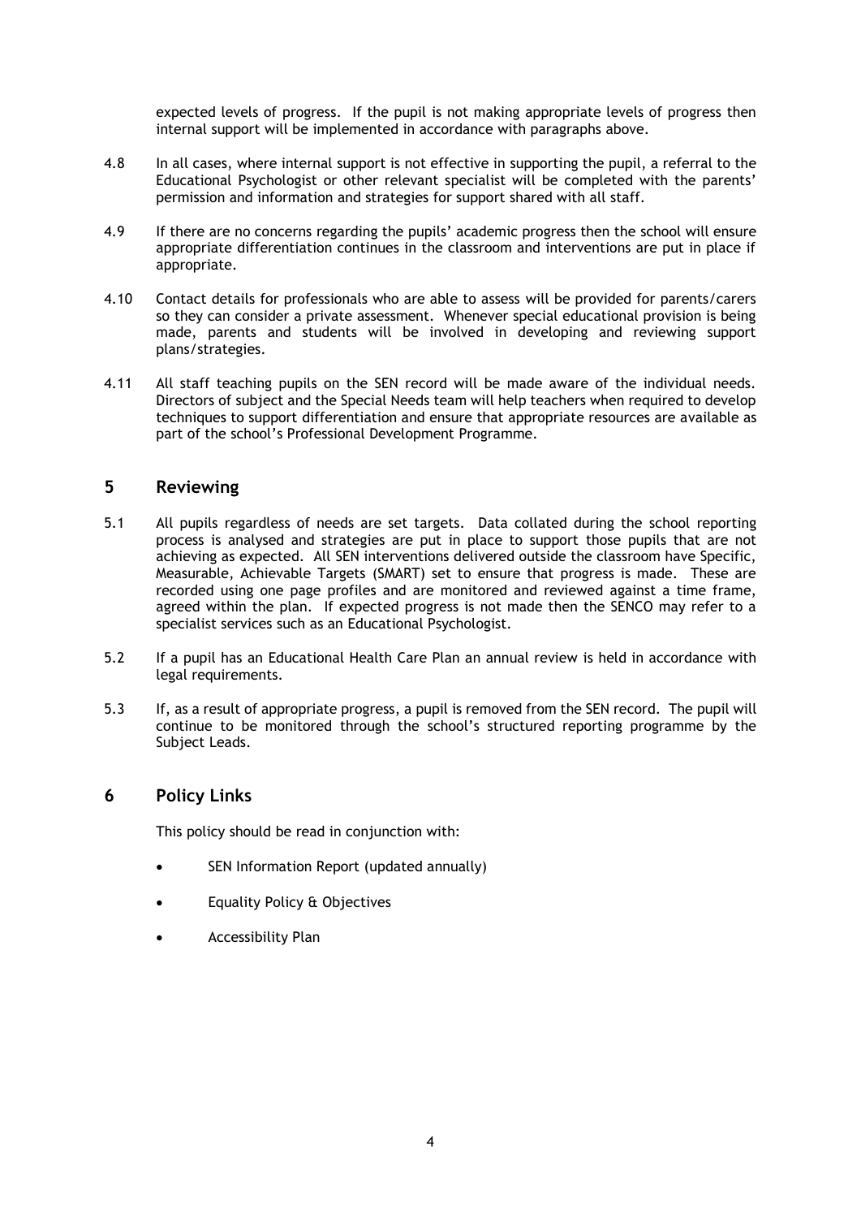expected levels of progress. If the pupil is not making appropriate levels of progress then internal support will be implemented in accordance with paragraphs above.

4.8 In all cases, where internal support is not effective in supporting the pupil, a referral to the Educational Psychologist or other relevant specialist will be completed with the parents' permission and information and strategies for support shared with all staff.

4.9 If there are no concerns regarding the pupils' academic progress then the school will ensure appropriate differentiation continues in the classroom and interventions are put in place if appropriate.

4.10 Contact details for professionals who are able to assess will be provided for parents/carers so they can consider a private assessment. Whenever special educational provision is being made, parents and students will be involved in developing and reviewing support plans/strategies.

4.11 All staff teaching pupils on the SEN record will be made aware of the individual needs. Directors of subject and the Special Needs team will help teachers when required to develop techniques to support differentiation and ensure that appropriate resources are available as part of the school's Professional Development Programme.

## 5 Reviewing

5.1 All pupils regardless of needs are set targets. Data collated during the school reporting process is analysed and strategies are put in place to support those pupils that are not achieving as expected. All SEN interventions delivered outside the classroom have Specific, Measurable, Achievable Targets (SMART) set to ensure that progress is made. These are recorded using one page profiles and are monitored and reviewed against a time frame, agreed within the plan. If expected progress is not made then the SENCO may refer to a specialist services such as an Educational Psychologist.

5.2 If a pupil has an Educational Health Care Plan an annual review is held in accordance with legal requirements.

5.3 If, as a result of appropriate progress, a pupil is removed from the SEN record. The pupil will continue to be monitored through the school's structured reporting programme by the Subject Leads.

## 6 Policy Links

This policy should be read in conjunction with:

- SEN Information Report (updated annually)
- Equality Policy & Objectives
- Accessibility Plan